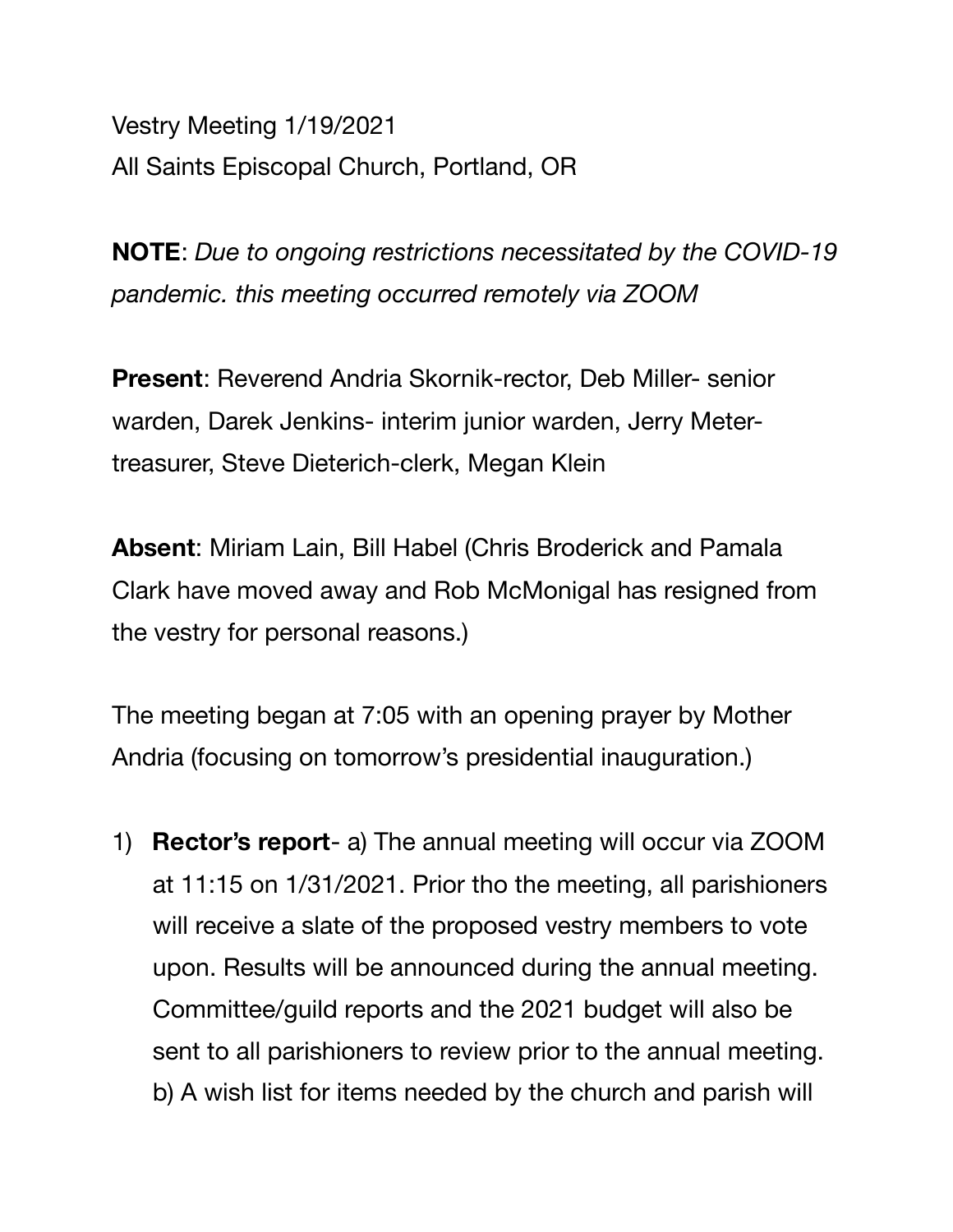Vestry Meeting 1/19/2021
All Saints Episcopal Church, Portland, OR

**NOTE**: *Due to ongoing restrictions necessitated by the COVID-19 pandemic. this meeting occurred remotely via ZOOM*

**Present**: Reverend Andria Skornik-rector, Deb Miller- senior warden, Darek Jenkins- interim junior warden, Jerry Meter-treasurer, Steve Dieterich-clerk, Megan Klein

**Absent**: Miriam Lain, Bill Habel (Chris Broderick and Pamala Clark have moved away and Rob McMonigal has resigned from the vestry for personal reasons.)

The meeting began at 7:05 with an opening prayer by Mother Andria (focusing on tomorrow's presidential inauguration.)

1) **Rector's report**- a) The annual meeting will occur via ZOOM at 11:15 on 1/31/2021. Prior tho the meeting, all parishioners will receive a slate of the proposed vestry members to vote upon. Results will be announced during the annual meeting. Committee/guild reports and the 2021 budget will also be sent to all parishioners to review prior to the annual meeting. b) A wish list for items needed by the church and parish will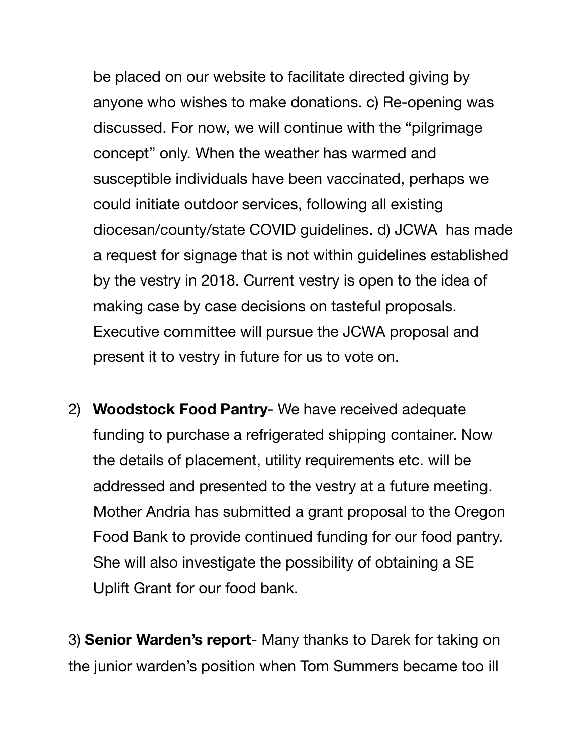be placed on our website to facilitate directed giving by anyone who wishes to make donations. c) Re-opening was discussed. For now, we will continue with the "pilgrimage concept" only. When the weather has warmed and susceptible individuals have been vaccinated, perhaps we could initiate outdoor services, following all existing diocesan/county/state COVID guidelines. d) JCWA has made a request for signage that is not within guidelines established by the vestry in 2018. Current vestry is open to the idea of making case by case decisions on tasteful proposals. Executive committee will pursue the JCWA proposal and present it to vestry in future for us to vote on.

2) **Woodstock Food Pantry**- We have received adequate funding to purchase a refrigerated shipping container. Now the details of placement, utility requirements etc. will be addressed and presented to the vestry at a future meeting. Mother Andria has submitted a grant proposal to the Oregon Food Bank to provide continued funding for our food pantry. She will also investigate the possibility of obtaining a SE Uplift Grant for our food bank.

3) **Senior Warden's report**- Many thanks to Darek for taking on the junior warden's position when Tom Summers became too ill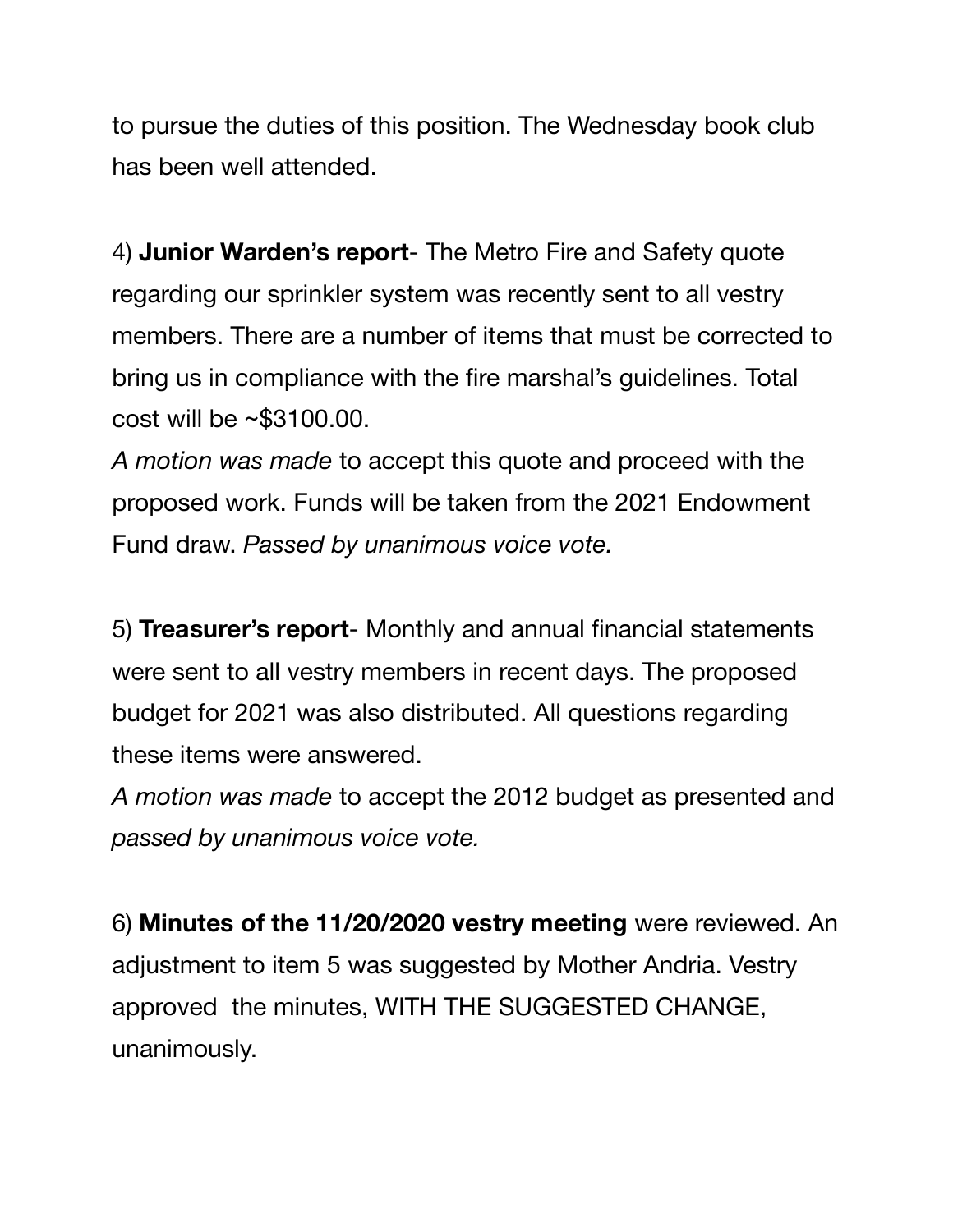to pursue the duties of this position. The Wednesday book club has been well attended.

4) **Junior Warden's report**- The Metro Fire and Safety quote regarding our sprinkler system was recently sent to all vestry members. There are a number of items that must be corrected to bring us in compliance with the fire marshal's guidelines. Total cost will be ~$3100.00.
*A motion was made* to accept this quote and proceed with the proposed work. Funds will be taken from the 2021 Endowment Fund draw. *Passed by unanimous voice vote.*

5) **Treasurer's report**- Monthly and annual financial statements were sent to all vestry members in recent days. The proposed budget for 2021 was also distributed. All questions regarding these items were answered.
*A motion was made* to accept the 2012 budget as presented and *passed by unanimous voice vote.*

6) **Minutes of the 11/20/2020 vestry meeting** were reviewed. An adjustment to item 5 was suggested by Mother Andria. Vestry approved the minutes, WITH THE SUGGESTED CHANGE, unanimously.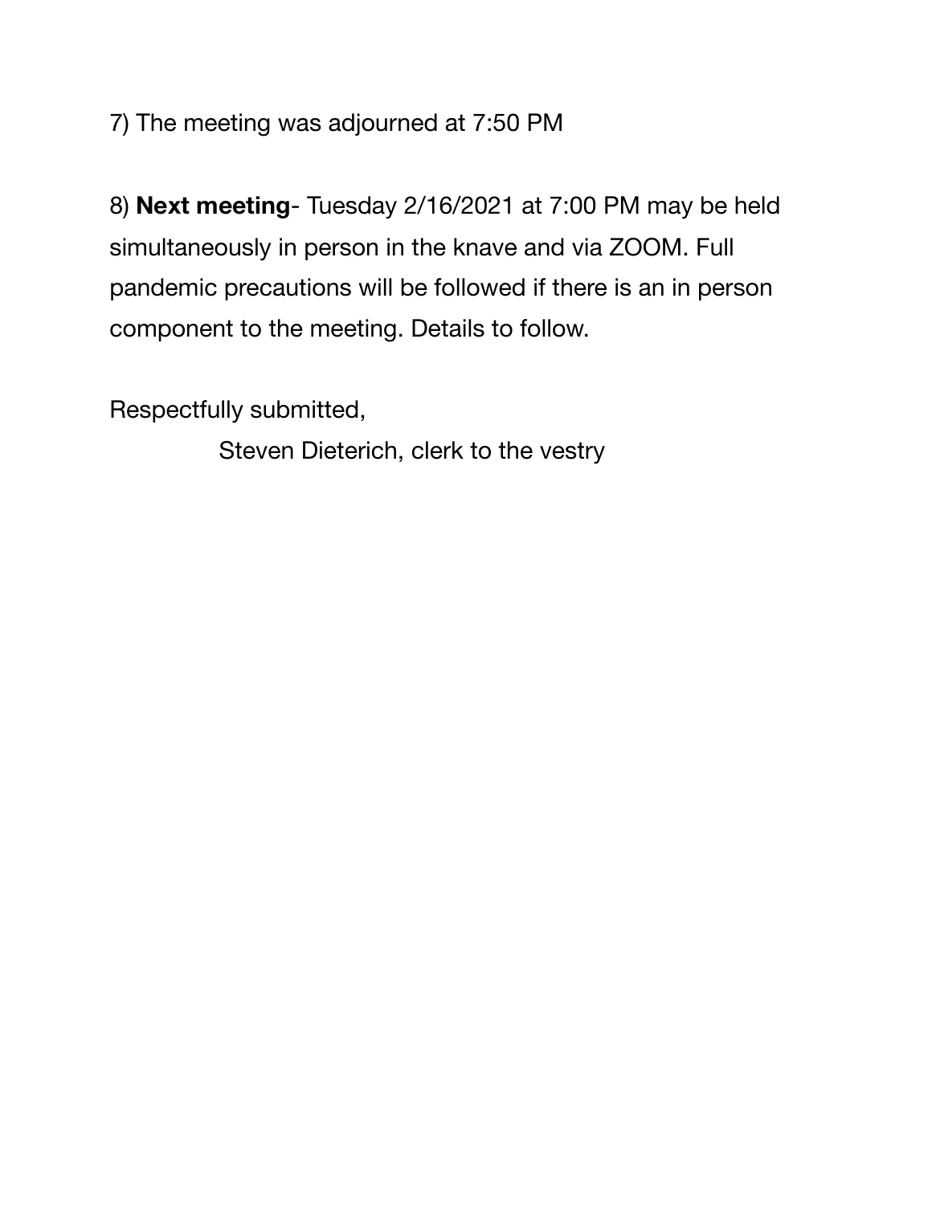7) The meeting was adjourned at 7:50 PM

8) **Next meeting**- Tuesday 2/16/2021 at 7:00 PM may be held simultaneously in person in the knave and via ZOOM. Full pandemic precautions will be followed if there is an in person component to the meeting. Details to follow.

Respectfully submitted,

Steven Dieterich, clerk to the vestry